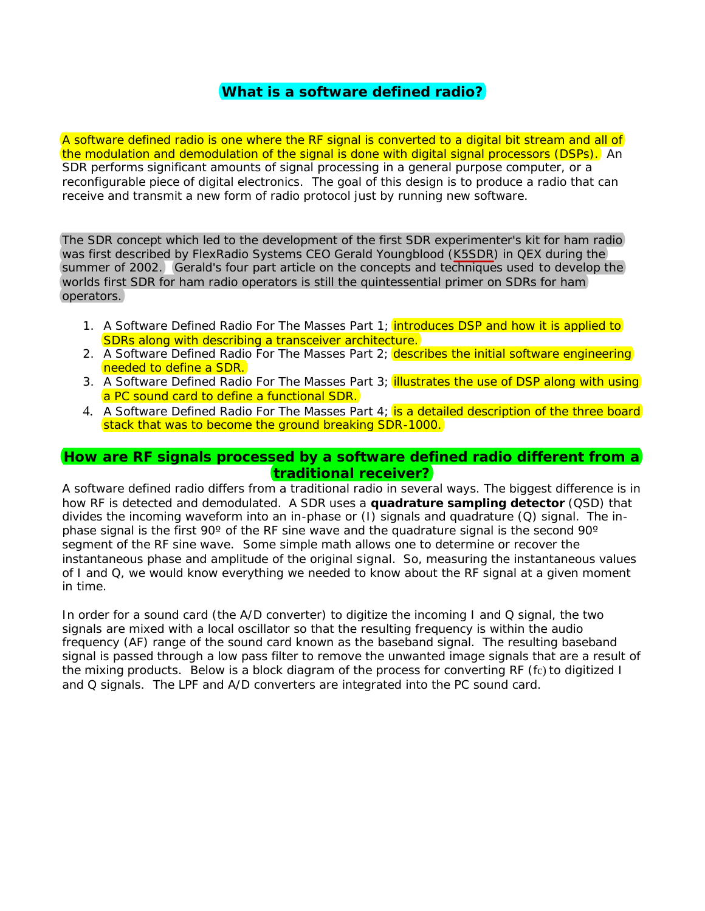# What is a software defined radio?

A software defined radio is one where the RF signal is converted to a digital bit stream and all of the modulation and demodulation of the signal is done with digital signal processors (DSPs). An SDR performs significant amounts of signal processing in a general purpose computer, or a reconfigurable piece of digital electronics. The goal of this design is to produce a radio that can receive and transmit a new form of radio protocol just by running new software.

The SDR concept which led to the development of the first SDR experimenter's kit for ham radio was first described by FlexRadio Systems CEO Gerald Youngblood (K5SDR) in QEX during the summer of 2002. Gerald's four part article on the concepts and techniques used to develop the worlds first SDR for ham radio operators is still the quintessential primer on SDRs for ham operators.

1. A Software Defined Radio For The Masses Part 1; introduces DSP and how it is applied to SDRs along with describing a transceiver architecture.
2. A Software Defined Radio For The Masses Part 2; describes the initial software engineering needed to define a SDR.
3. A Software Defined Radio For The Masses Part 3; illustrates the use of DSP along with using a PC sound card to define a functional SDR.
4. A Software Defined Radio For The Masses Part 4; is a detailed description of the three board stack that was to become the ground breaking SDR-1000.

## How are RF signals processed by a software defined radio different from a traditional receiver?

A software defined radio differs from a traditional radio in several ways. The biggest difference is in how RF is detected and demodulated. A SDR uses a **quadrature sampling detector** (QSD) that divides the incoming waveform into an in-phase or (I) signals and quadrature (Q) signal. The in-phase signal is the first 90º of the RF sine wave and the quadrature signal is the second 90º segment of the RF sine wave. Some simple math allows one to determine or recover the instantaneous phase and amplitude of the original signal. So, measuring the instantaneous values of I and Q, we would know everything we needed to know about the RF signal at a given moment in time.

In order for a sound card (the A/D converter) to digitize the incoming I and Q signal, the two signals are mixed with a local oscillator so that the resulting frequency is within the audio frequency (AF) range of the sound card known as the baseband signal. The resulting baseband signal is passed through a low pass filter to remove the unwanted image signals that are a result of the mixing products. Below is a block diagram of the process for converting RF ($f_C$) to digitized I and Q signals. The LPF and A/D converters are integrated into the PC sound card.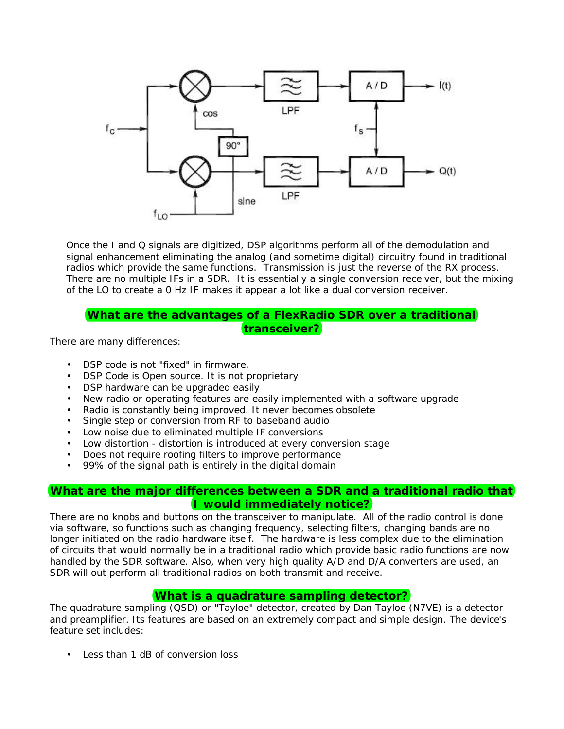Once the I and Q signals are digitized, DSP algorithms perform all of the demodulation and signal enhancement eliminating the analog (and sometime digital) circuitry found in traditional radios which provide the same functions. Transmission is just the reverse of the RX process. There are no multiple IFs in a SDR. It is essentially a single conversion receiver, but the mixing of the LO to create a 0 Hz IF makes it appear a lot like a dual conversion receiver.

## What are the advantages of a FlexRadio SDR over a traditional transceiver?

There are many differences:

- DSP code is not "fixed" in firmware.
- DSP Code is Open source. It is not proprietary
- DSP hardware can be upgraded easily
- New radio or operating features are easily implemented with a software upgrade
- Radio is constantly being improved. It never becomes obsolete
- Single step or conversion from RF to baseband audio
- Low noise due to eliminated multiple IF conversions
- Low distortion - distortion is introduced at every conversion stage
- Does not require roofing filters to improve performance
- 99% of the signal path is entirely in the digital domain

## What are the major differences between a SDR and a traditional radio that I would immediately notice?

There are no knobs and buttons on the transceiver to manipulate. All of the radio control is done via software, so functions such as changing frequency, selecting filters, changing bands are no longer initiated on the radio hardware itself. The hardware is less complex due to the elimination of circuits that would normally be in a traditional radio which provide basic radio functions are now handled by the SDR software. Also, when very high quality A/D and D/A converters are used, an SDR will out perform all traditional radios on both transmit and receive.

## What is a quadrature sampling detector?

The quadrature sampling (QSD) or "Tayloe" detector, created by Dan Tayloe (N7VE) is a detector and preamplifier. Its features are based on an extremely compact and simple design. The device's feature set includes:

- Less than 1 dB of conversion loss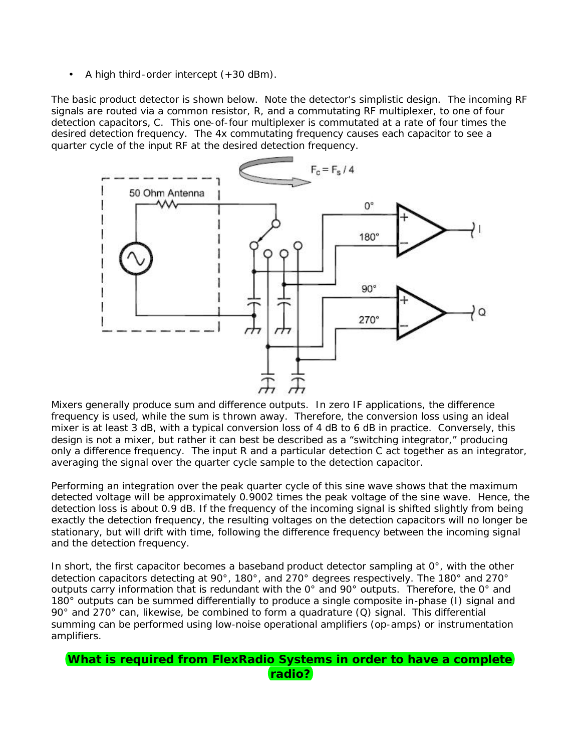- A high third-order intercept (+30 dBm).

The basic product detector is shown below. Note the detector's simplistic design. The incoming RF signals are routed via a common resistor, R, and a commutating RF multiplexer, to one of four detection capacitors, C. This one-of-four multiplexer is commutated at a rate of four times the desired detection frequency. The 4x commutating frequency causes each capacitor to see a quarter cycle of the input RF at the desired detection frequency.

Mixers generally produce sum and difference outputs. In zero IF applications, the difference frequency is used, while the sum is thrown away. Therefore, the conversion loss using an ideal mixer is at least 3 dB, with a typical conversion loss of 4 dB to 6 dB in practice. Conversely, this design is not a mixer, but rather it can best be described as a "switching integrator," producing only a difference frequency. The input R and a particular detection C act together as an integrator, averaging the signal over the quarter cycle sample to the detection capacitor.

Performing an integration over the peak quarter cycle of this sine wave shows that the maximum detected voltage will be approximately 0.9002 times the peak voltage of the sine wave. Hence, the detection loss is about 0.9 dB. If the frequency of the incoming signal is shifted slightly from being exactly the detection frequency, the resulting voltages on the detection capacitors will no longer be stationary, but will drift with time, following the difference frequency between the incoming signal and the detection frequency.

In short, the first capacitor becomes a baseband product detector sampling at 0°, with the other detection capacitors detecting at 90°, 180°, and 270° degrees respectively. The 180° and 270° outputs carry information that is redundant with the 0° and 90° outputs. Therefore, the 0° and 180° outputs can be summed differentially to produce a single composite in-phase (I) signal and 90° and 270° can, likewise, be combined to form a quadrature (Q) signal. This differential summing can be performed using low-noise operational amplifiers (op-amps) or instrumentation amplifiers.

## What is required from FlexRadio Systems in order to have a complete radio?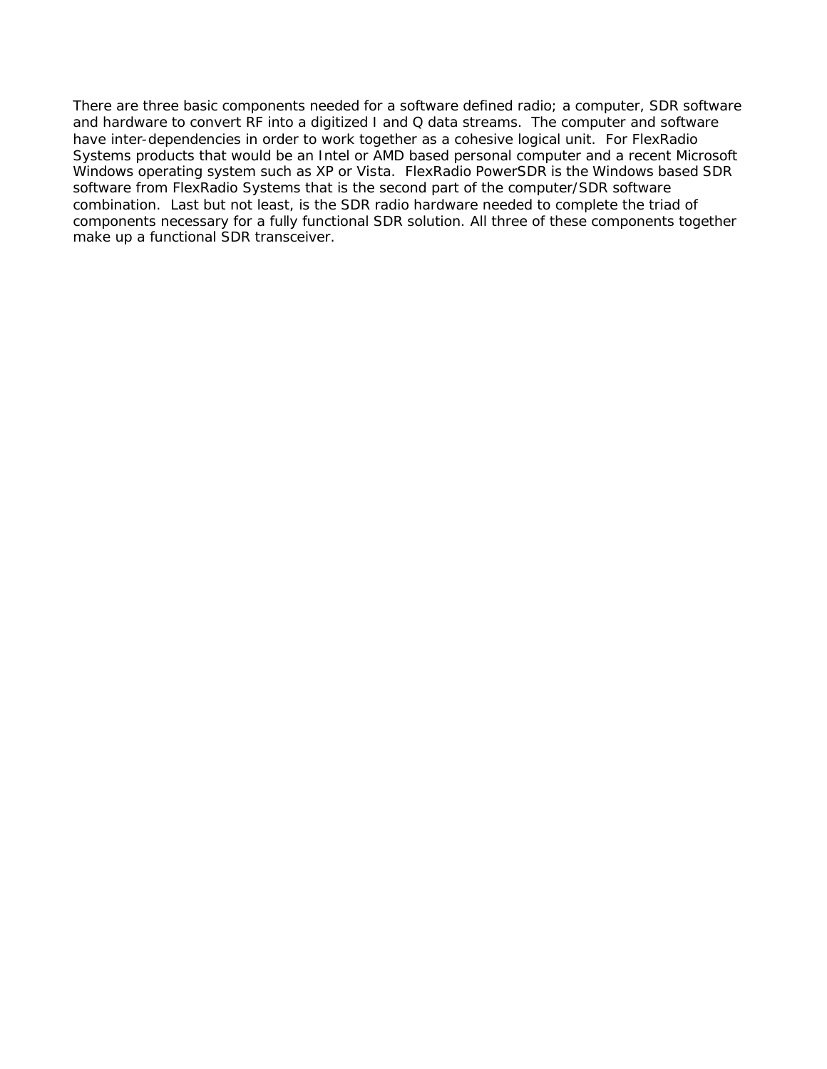There are three basic components needed for a software defined radio; a computer, SDR software and hardware to convert RF into a digitized I and Q data streams. The computer and software have inter-dependencies in order to work together as a cohesive logical unit. For FlexRadio Systems products that would be an Intel or AMD based personal computer and a recent Microsoft Windows operating system such as XP or Vista. FlexRadio PowerSDR is the Windows based SDR software from FlexRadio Systems that is the second part of the computer/SDR software combination. Last but not least, is the SDR radio hardware needed to complete the triad of components necessary for a fully functional SDR solution. All three of these components together make up a functional SDR transceiver.